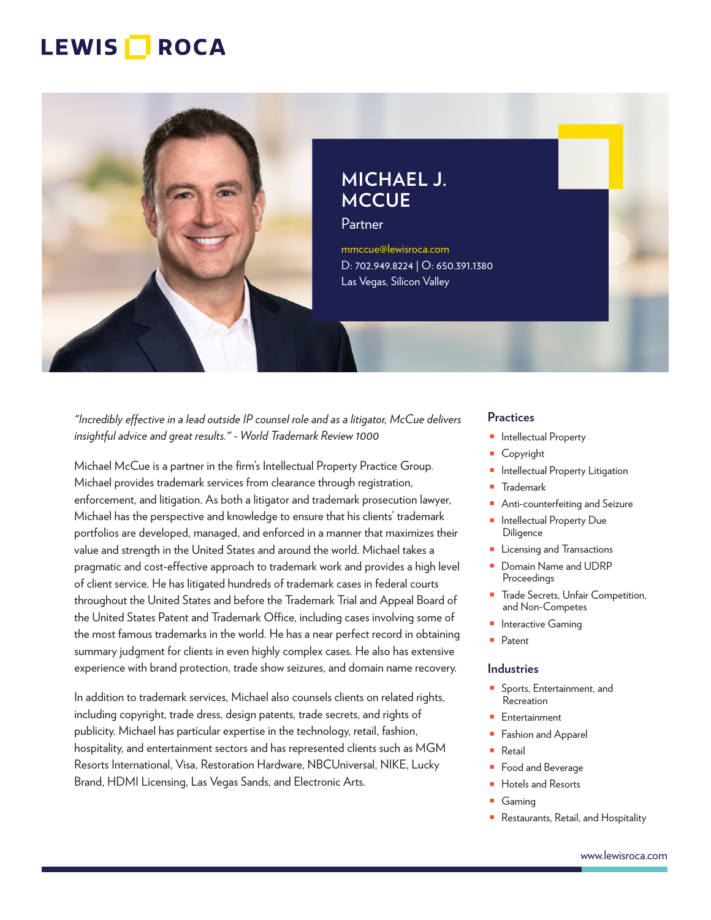LEWIS ROCA

# MICHAEL J. MCCUE

Partner

mmccue@lewisroca.com
D: 702.949.8224 | O: 650.391.1380
Las Vegas, Silicon Valley

*"Incredibly effective in a lead outside IP counsel role and as a litigator, McCue delivers insightful advice and great results." - World Trademark Review 1000*

Michael McCue is a partner in the firm's Intellectual Property Practice Group. Michael provides trademark services from clearance through registration, enforcement, and litigation. As both a litigator and trademark prosecution lawyer, Michael has the perspective and knowledge to ensure that his clients' trademark portfolios are developed, managed, and enforced in a manner that maximizes their value and strength in the United States and around the world. Michael takes a pragmatic and cost-effective approach to trademark work and provides a high level of client service. He has litigated hundreds of trademark cases in federal courts throughout the United States and before the Trademark Trial and Appeal Board of the United States Patent and Trademark Office, including cases involving some of the most famous trademarks in the world. He has a near perfect record in obtaining summary judgment for clients in even highly complex cases. He also has extensive experience with brand protection, trade show seizures, and domain name recovery.

In addition to trademark services, Michael also counsels clients on related rights, including copyright, trade dress, design patents, trade secrets, and rights of publicity. Michael has particular expertise in the technology, retail, fashion, hospitality, and entertainment sectors and has represented clients such as MGM Resorts International, Visa, Restoration Hardware, NBCUniversal, NIKE, Lucky Brand, HDMI Licensing, Las Vegas Sands, and Electronic Arts.

## Practices

- Intellectual Property
- Copyright
- Intellectual Property Litigation
- Trademark
- Anti-counterfeiting and Seizure
- Intellectual Property Due Diligence
- Licensing and Transactions
- Domain Name and UDRP Proceedings
- Trade Secrets, Unfair Competition, and Non-Competes
- Interactive Gaming
- Patent

## Industries

- Sports, Entertainment, and Recreation
- Entertainment
- Fashion and Apparel
- Retail
- Food and Beverage
- Hotels and Resorts
- Gaming
- Restaurants, Retail, and Hospitality

www.lewisroca.com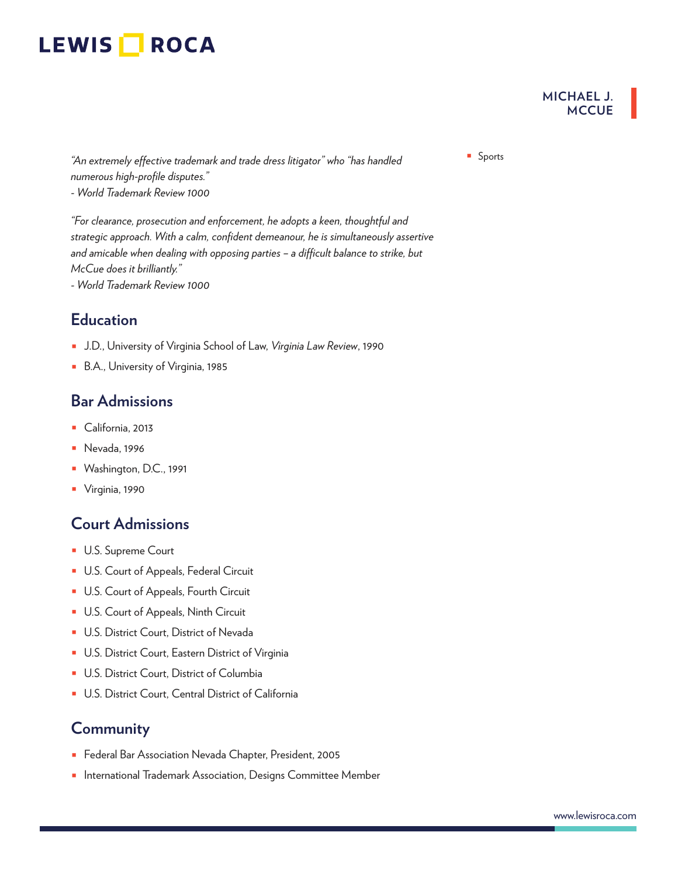- Sports

*"An extremely effective trademark and trade dress litigator" who "has handled numerous high-profile disputes."*
*- World Trademark Review 1000*

*"For clearance, prosecution and enforcement, he adopts a keen, thoughtful and strategic approach. With a calm, confident demeanour, he is simultaneously assertive and amicable when dealing with opposing parties – a difficult balance to strike, but McCue does it brilliantly."*
*- World Trademark Review 1000*

## Education

- J.D., University of Virginia School of Law, *Virginia Law Review*, 1990
- B.A., University of Virginia, 1985

## Bar Admissions

- California, 2013
- Nevada, 1996
- Washington, D.C., 1991
- Virginia, 1990

## Court Admissions

- U.S. Supreme Court
- U.S. Court of Appeals, Federal Circuit
- U.S. Court of Appeals, Fourth Circuit
- U.S. Court of Appeals, Ninth Circuit
- U.S. District Court, District of Nevada
- U.S. District Court, Eastern District of Virginia
- U.S. District Court, District of Columbia
- U.S. District Court, Central District of California

## Community

- Federal Bar Association Nevada Chapter, President, 2005
- International Trademark Association, Designs Committee Member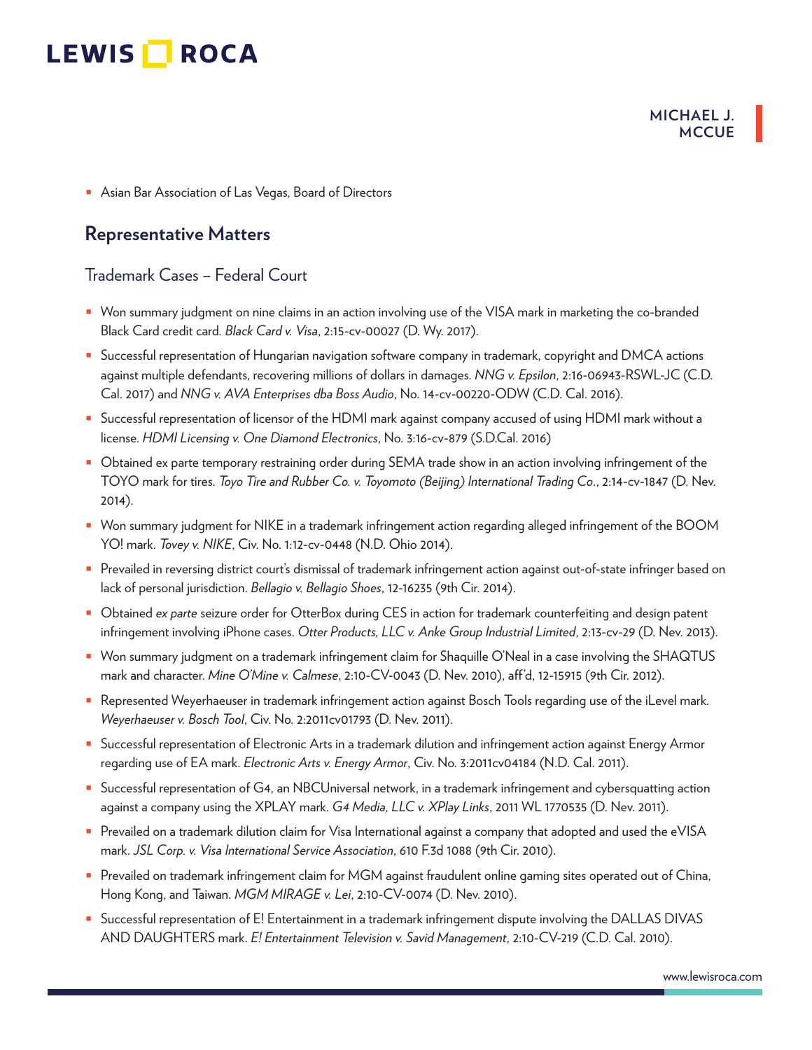- Asian Bar Association of Las Vegas, Board of Directors

## Representative Matters

### Trademark Cases – Federal Court

- Won summary judgment on nine claims in an action involving use of the VISA mark in marketing the co-branded Black Card credit card. *Black Card v. Visa*, 2:15-cv-00027 (D. Wy. 2017).
- Successful representation of Hungarian navigation software company in trademark, copyright and DMCA actions against multiple defendants, recovering millions of dollars in damages. *NNG v. Epsilon*, 2:16-06943-RSWL-JC (C.D. Cal. 2017) and *NNG v. AVA Enterprises dba Boss Audio*, No. 14-cv-00220-ODW (C.D. Cal. 2016).
- Successful representation of licensor of the HDMI mark against company accused of using HDMI mark without a license. *HDMI Licensing v. One Diamond Electronics*, No. 3:16-cv-879 (S.D.Cal. 2016)
- Obtained ex parte temporary restraining order during SEMA trade show in an action involving infringement of the TOYO mark for tires. *Toyo Tire and Rubber Co. v. Toyomoto (Beijing) International Trading Co*., 2:14-cv-1847 (D. Nev. 2014).
- Won summary judgment for NIKE in a trademark infringement action regarding alleged infringement of the BOOM YO! mark. *Tovey v. NIKE*, Civ. No. 1:12-cv-0448 (N.D. Ohio 2014).
- Prevailed in reversing district court's dismissal of trademark infringement action against out-of-state infringer based on lack of personal jurisdiction. *Bellagio v. Bellagio Shoes*, 12-16235 (9th Cir. 2014).
- Obtained *ex parte* seizure order for OtterBox during CES in action for trademark counterfeiting and design patent infringement involving iPhone cases. *Otter Products, LLC v. Anke Group Industrial Limited*, 2:13-cv-29 (D. Nev. 2013).
- Won summary judgment on a trademark infringement claim for Shaquille O'Neal in a case involving the SHAQTUS mark and character. *Mine O'Mine v. Calmese*, 2:10-CV-0043 (D. Nev. 2010), aff'd, 12-15915 (9th Cir. 2012).
- Represented Weyerhaeuser in trademark infringement action against Bosch Tools regarding use of the iLevel mark. *Weyerhaeuser v. Bosch Tool*, Civ. No. 2:2011cv01793 (D. Nev. 2011).
- Successful representation of Electronic Arts in a trademark dilution and infringement action against Energy Armor regarding use of EA mark. *Electronic Arts v. Energy Armor*, Civ. No. 3:2011cv04184 (N.D. Cal. 2011).
- Successful representation of G4, an NBCUniversal network, in a trademark infringement and cybersquatting action against a company using the XPLAY mark. *G4 Media, LLC v. XPlay Links*, 2011 WL 1770535 (D. Nev. 2011).
- Prevailed on a trademark dilution claim for Visa International against a company that adopted and used the eVISA mark. *JSL Corp. v. Visa International Service Association*, 610 F.3d 1088 (9th Cir. 2010).
- Prevailed on trademark infringement claim for MGM against fraudulent online gaming sites operated out of China, Hong Kong, and Taiwan. *MGM MIRAGE v. Lei*, 2:10-CV-0074 (D. Nev. 2010).
- Successful representation of E! Entertainment in a trademark infringement dispute involving the DALLAS DIVAS AND DAUGHTERS mark. *E! Entertainment Television v. Savid Management*, 2:10-CV-219 (C.D. Cal. 2010).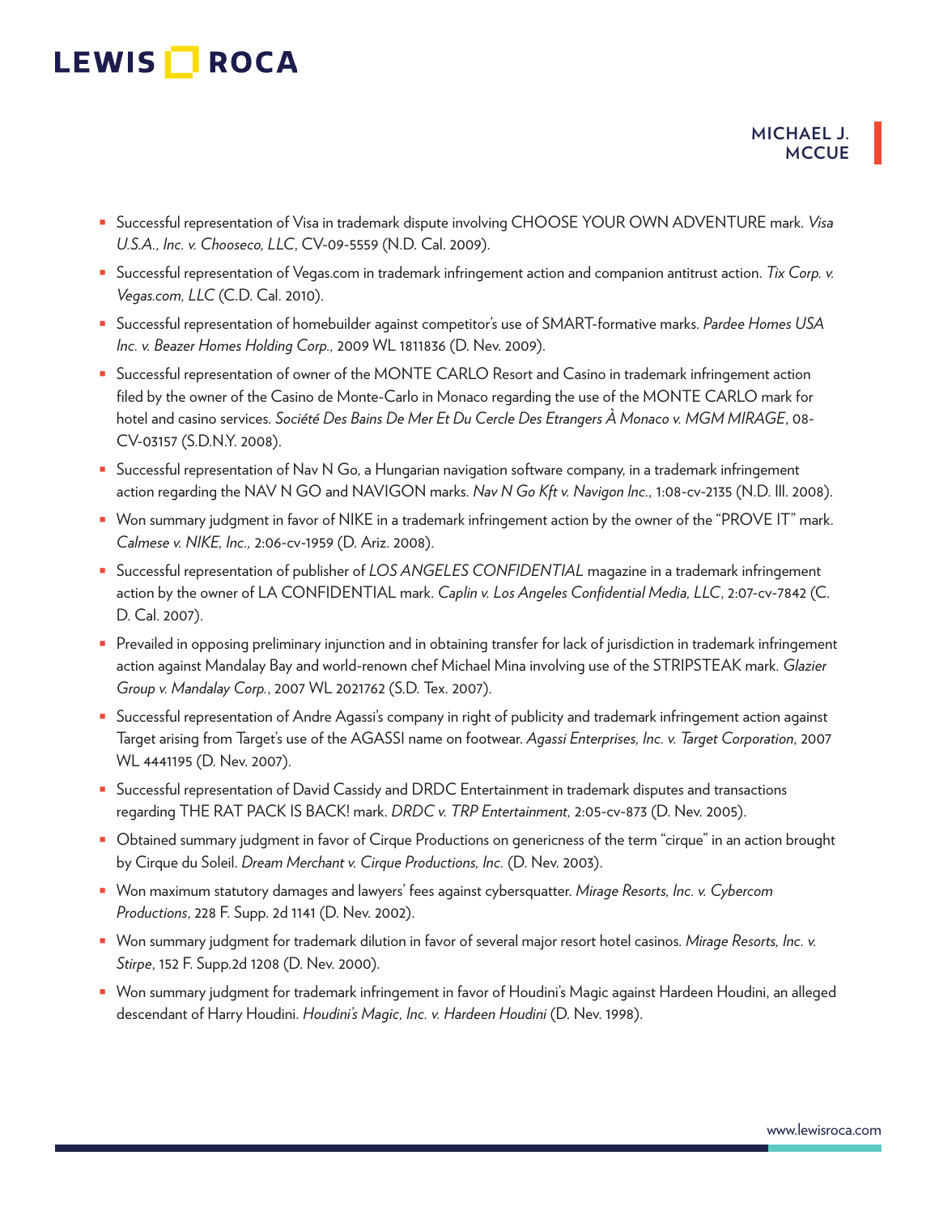- Successful representation of Visa in trademark dispute involving CHOOSE YOUR OWN ADVENTURE mark. *Visa U.S.A., Inc. v. Chooseco, LLC*, CV-09-5559 (N.D. Cal. 2009).
- Successful representation of Vegas.com in trademark infringement action and companion antitrust action. *Tix Corp. v. Vegas.com, LLC* (C.D. Cal. 2010).
- Successful representation of homebuilder against competitor's use of SMART-formative marks. *Pardee Homes USA Inc. v. Beazer Homes Holding Corp.,* 2009 WL 1811836 (D. Nev. 2009).
- Successful representation of owner of the MONTE CARLO Resort and Casino in trademark infringement action filed by the owner of the Casino de Monte-Carlo in Monaco regarding the use of the MONTE CARLO mark for hotel and casino services. *Société Des Bains De Mer Et Du Cercle Des Etrangers À Monaco v. MGM MIRAGE*, 08-CV-03157 (S.D.N.Y. 2008).
- Successful representation of Nav N Go, a Hungarian navigation software company, in a trademark infringement action regarding the NAV N GO and NAVIGON marks. *Nav N Go Kft v. Navigon Inc.,* 1:08-cv-2135 (N.D. Ill. 2008).
- Won summary judgment in favor of NIKE in a trademark infringement action by the owner of the "PROVE IT" mark. *Calmese v. NIKE, Inc.,* 2:06-cv-1959 (D. Ariz. 2008).
- Successful representation of publisher of *LOS ANGELES CONFIDENTIAL* magazine in a trademark infringement action by the owner of LA CONFIDENTIAL mark. *Caplin v. Los Angeles Confidential Media, LLC*, 2:07-cv-7842 (C. D. Cal. 2007).
- Prevailed in opposing preliminary injunction and in obtaining transfer for lack of jurisdiction in trademark infringement action against Mandalay Bay and world-renown chef Michael Mina involving use of the STRIPSTEAK mark. *Glazier Group v. Mandalay Corp.*, 2007 WL 2021762 (S.D. Tex. 2007).
- Successful representation of Andre Agassi's company in right of publicity and trademark infringement action against Target arising from Target's use of the AGASSI name on footwear. *Agassi Enterprises, Inc. v. Target Corporation*, 2007 WL 4441195 (D. Nev. 2007).
- Successful representation of David Cassidy and DRDC Entertainment in trademark disputes and transactions regarding THE RAT PACK IS BACK! mark. *DRDC v. TRP Entertainment,* 2:05-cv-873 (D. Nev. 2005).
- Obtained summary judgment in favor of Cirque Productions on genericness of the term "cirque" in an action brought by Cirque du Soleil. *Dream Merchant v. Cirque Productions, Inc.* (D. Nev. 2003).
- Won maximum statutory damages and lawyers' fees against cybersquatter. *Mirage Resorts, Inc. v. Cybercom Productions*, 228 F. Supp. 2d 1141 (D. Nev. 2002).
- Won summary judgment for trademark dilution in favor of several major resort hotel casinos. *Mirage Resorts, Inc. v. Stirpe*, 152 F. Supp.2d 1208 (D. Nev. 2000).
- Won summary judgment for trademark infringement in favor of Houdini's Magic against Hardeen Houdini, an alleged descendant of Harry Houdini. *Houdini's Magic, Inc. v. Hardeen Houdini* (D. Nev. 1998).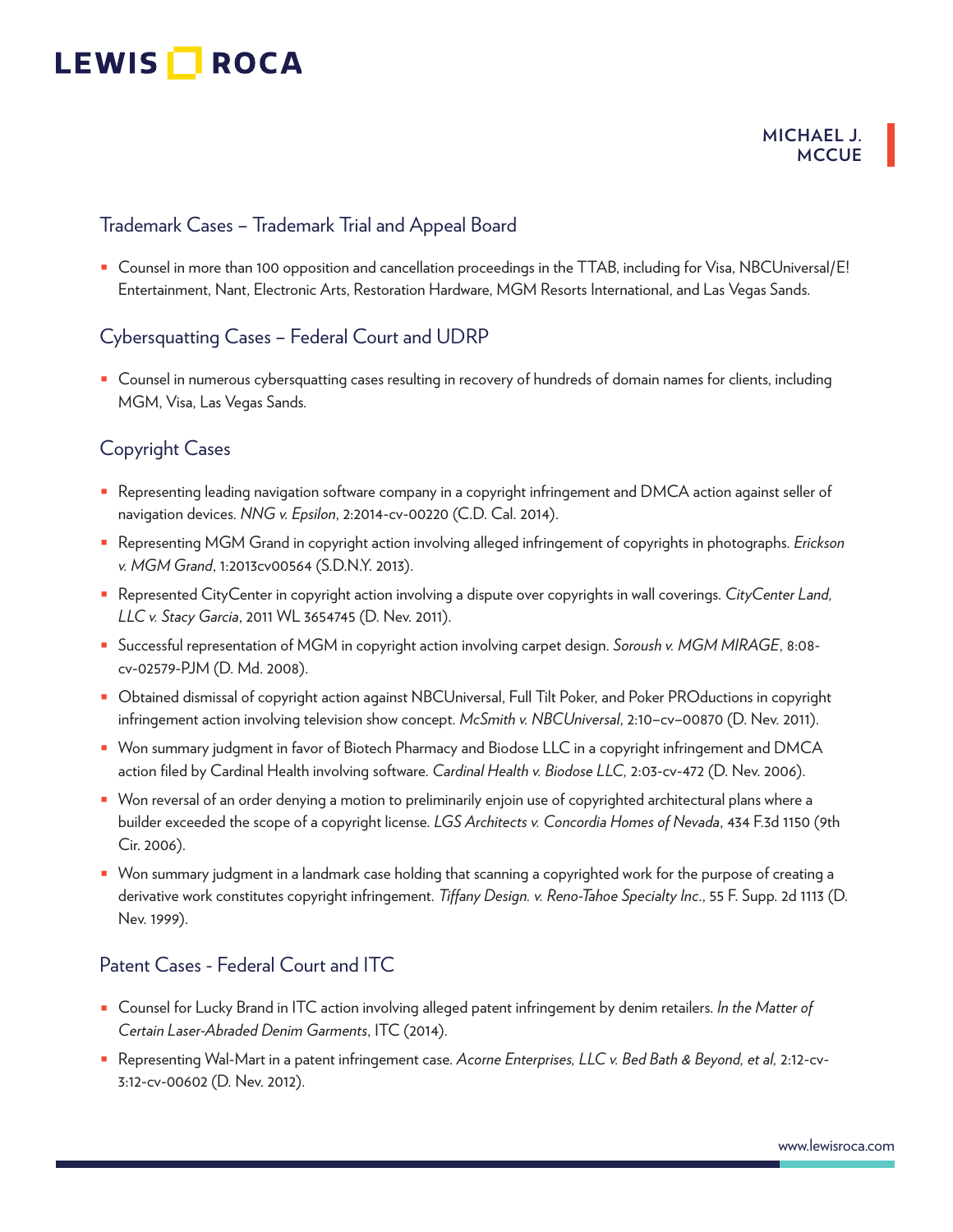## Trademark Cases – Trademark Trial and Appeal Board

- Counsel in more than 100 opposition and cancellation proceedings in the TTAB, including for Visa, NBCUniversal/E! Entertainment, Nant, Electronic Arts, Restoration Hardware, MGM Resorts International, and Las Vegas Sands.

## Cybersquatting Cases – Federal Court and UDRP

- Counsel in numerous cybersquatting cases resulting in recovery of hundreds of domain names for clients, including MGM, Visa, Las Vegas Sands.

## Copyright Cases

- Representing leading navigation software company in a copyright infringement and DMCA action against seller of navigation devices. *NNG v. Epsilon*, 2:2014-cv-00220 (C.D. Cal. 2014).
- Representing MGM Grand in copyright action involving alleged infringement of copyrights in photographs. *Erickson v. MGM Grand*, 1:2013cv00564 (S.D.N.Y. 2013).
- Represented CityCenter in copyright action involving a dispute over copyrights in wall coverings. *CityCenter Land, LLC v. Stacy Garcia*, 2011 WL 3654745 (D. Nev. 2011).
- Successful representation of MGM in copyright action involving carpet design. *Soroush v. MGM MIRAGE*, 8:08-cv-02579-PJM (D. Md. 2008).
- Obtained dismissal of copyright action against NBCUniversal, Full Tilt Poker, and Poker PROductions in copyright infringement action involving television show concept. *McSmith v. NBCUniversal*, 2:10–cv–00870 (D. Nev. 2011).
- Won summary judgment in favor of Biotech Pharmacy and Biodose LLC in a copyright infringement and DMCA action filed by Cardinal Health involving software. *Cardinal Health v. Biodose LLC,* 2:03-cv-472 (D. Nev. 2006).
- Won reversal of an order denying a motion to preliminarily enjoin use of copyrighted architectural plans where a builder exceeded the scope of a copyright license. *LGS Architects v. Concordia Homes of Nevada*, 434 F.3d 1150 (9th Cir. 2006).
- Won summary judgment in a landmark case holding that scanning a copyrighted work for the purpose of creating a derivative work constitutes copyright infringement. *Tiffany Design. v. Reno-Tahoe Specialty Inc*., 55 F. Supp. 2d 1113 (D. Nev. 1999).

## Patent Cases - Federal Court and ITC

- Counsel for Lucky Brand in ITC action involving alleged patent infringement by denim retailers. *In the Matter of Certain Laser-Abraded Denim Garments*, ITC (2014).
- Representing Wal-Mart in a patent infringement case. *Acorne Enterprises, LLC v. Bed Bath & Beyond, et al,* 2:12-cv-3:12-cv-00602 (D. Nev. 2012).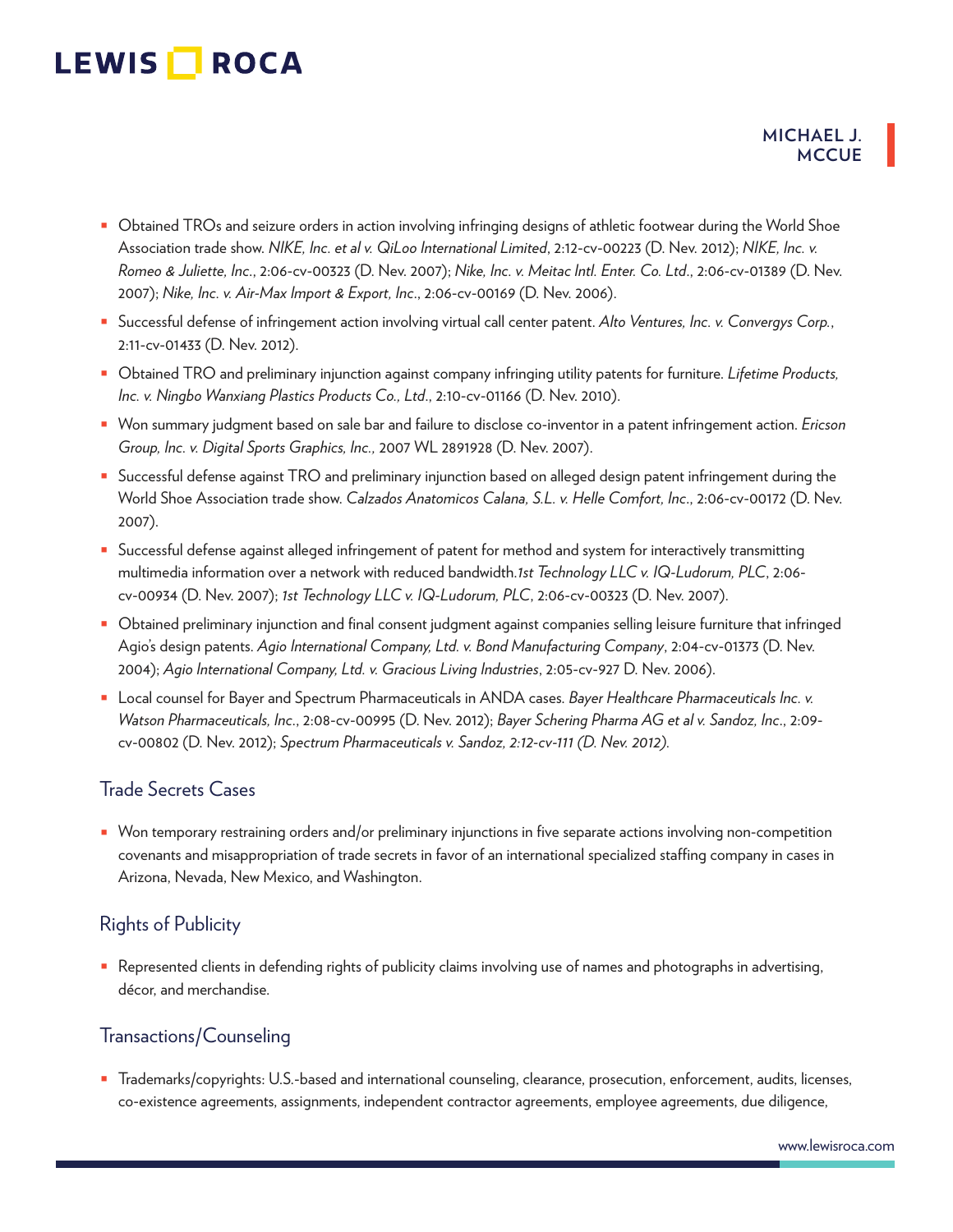- Obtained TROs and seizure orders in action involving infringing designs of athletic footwear during the World Shoe Association trade show. *NIKE, Inc. et al v. QiLoo International Limited*, 2:12-cv-00223 (D. Nev. 2012); *NIKE, Inc. v. Romeo & Juliette, Inc*., 2:06-cv-00323 (D. Nev. 2007); *Nike, Inc. v. Meitac Intl. Enter. Co. Ltd*., 2:06-cv-01389 (D. Nev. 2007); *Nike, Inc. v. Air-Max Import & Export, Inc*., 2:06-cv-00169 (D. Nev. 2006).
- Successful defense of infringement action involving virtual call center patent. *Alto Ventures, Inc. v. Convergys Corp.*, 2:11-cv-01433 (D. Nev. 2012).
- Obtained TRO and preliminary injunction against company infringing utility patents for furniture. *Lifetime Products, Inc. v. Ningbo Wanxiang Plastics Products Co., Ltd*., 2:10-cv-01166 (D. Nev. 2010).
- Won summary judgment based on sale bar and failure to disclose co-inventor in a patent infringement action. *Ericson Group, Inc. v. Digital Sports Graphics, Inc.,* 2007 WL 2891928 (D. Nev. 2007).
- Successful defense against TRO and preliminary injunction based on alleged design patent infringement during the World Shoe Association trade show. *Calzados Anatomicos Calana, S.L. v. Helle Comfort, Inc*., 2:06-cv-00172 (D. Nev. 2007).
- Successful defense against alleged infringement of patent for method and system for interactively transmitting multimedia information over a network with reduced bandwidth.*1st Technology LLC v. IQ-Ludorum, PLC*, 2:06-cv-00934 (D. Nev. 2007); *1st Technology LLC v. IQ-Ludorum, PLC*, 2:06-cv-00323 (D. Nev. 2007).
- Obtained preliminary injunction and final consent judgment against companies selling leisure furniture that infringed Agio's design patents. *Agio International Company, Ltd. v. Bond Manufacturing Company*, 2:04-cv-01373 (D. Nev. 2004); *Agio International Company, Ltd. v. Gracious Living Industries*, 2:05-cv-927 D. Nev. 2006).
- Local counsel for Bayer and Spectrum Pharmaceuticals in ANDA cases. *Bayer Healthcare Pharmaceuticals Inc. v. Watson Pharmaceuticals, Inc*., 2:08-cv-00995 (D. Nev. 2012); *Bayer Schering Pharma AG et al v. Sandoz, Inc*., 2:09-cv-00802 (D. Nev. 2012); *Spectrum Pharmaceuticals v. Sandoz, 2:12-cv-111 (D. Nev. 2012).*

## Trade Secrets Cases

- Won temporary restraining orders and/or preliminary injunctions in five separate actions involving non-competition covenants and misappropriation of trade secrets in favor of an international specialized staffing company in cases in Arizona, Nevada, New Mexico, and Washington.

## Rights of Publicity

- Represented clients in defending rights of publicity claims involving use of names and photographs in advertising, décor, and merchandise.

## Transactions/Counseling

- Trademarks/copyrights: U.S.-based and international counseling, clearance, prosecution, enforcement, audits, licenses, co-existence agreements, assignments, independent contractor agreements, employee agreements, due diligence,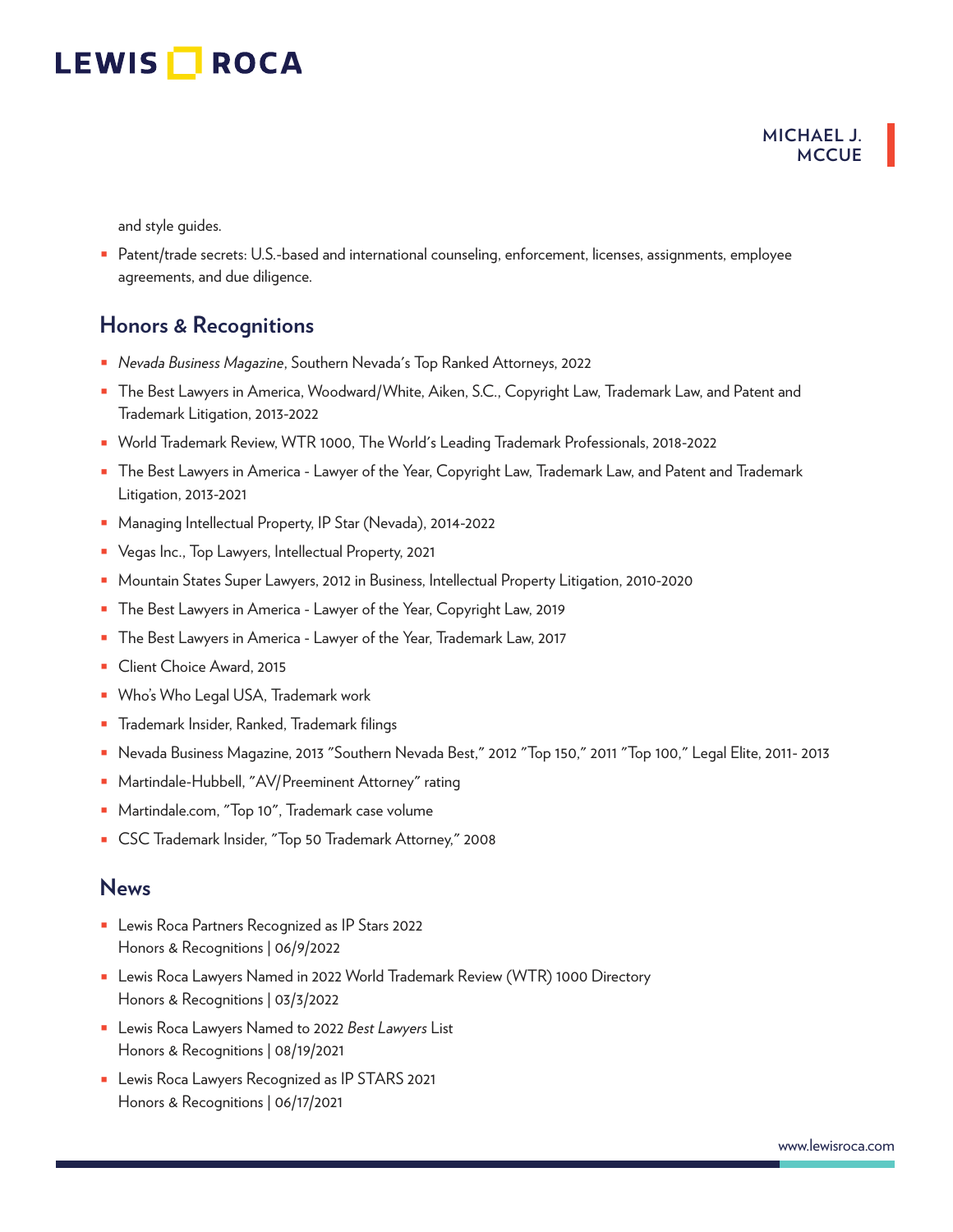and style guides.

- Patent/trade secrets: U.S.-based and international counseling, enforcement, licenses, assignments, employee agreements, and due diligence.

## Honors & Recognitions

- *Nevada Business Magazine*, Southern Nevada's Top Ranked Attorneys, 2022
- The Best Lawyers in America, Woodward/White, Aiken, S.C., Copyright Law, Trademark Law, and Patent and Trademark Litigation, 2013-2022
- World Trademark Review, WTR 1000, The World's Leading Trademark Professionals, 2018-2022
- The Best Lawyers in America - Lawyer of the Year, Copyright Law, Trademark Law, and Patent and Trademark Litigation, 2013-2021
- Managing Intellectual Property, IP Star (Nevada), 2014-2022
- Vegas Inc., Top Lawyers, Intellectual Property, 2021
- Mountain States Super Lawyers, 2012 in Business, Intellectual Property Litigation, 2010-2020
- The Best Lawyers in America - Lawyer of the Year, Copyright Law, 2019
- The Best Lawyers in America - Lawyer of the Year, Trademark Law, 2017
- Client Choice Award, 2015
- Who's Who Legal USA, Trademark work
- Trademark Insider, Ranked, Trademark filings
- Nevada Business Magazine, 2013 "Southern Nevada Best," 2012 "Top 150," 2011 "Top 100," Legal Elite, 2011- 2013
- Martindale-Hubbell, "AV/Preeminent Attorney" rating
- Martindale.com, "Top 10", Trademark case volume
- CSC Trademark Insider, "Top 50 Trademark Attorney," 2008

## News

- Lewis Roca Partners Recognized as IP Stars 2022
  Honors & Recognitions | 06/9/2022
- Lewis Roca Lawyers Named in 2022 World Trademark Review (WTR) 1000 Directory
  Honors & Recognitions | 03/3/2022
- Lewis Roca Lawyers Named to 2022 *Best Lawyers* List
  Honors & Recognitions | 08/19/2021
- Lewis Roca Lawyers Recognized as IP STARS 2021
  Honors & Recognitions | 06/17/2021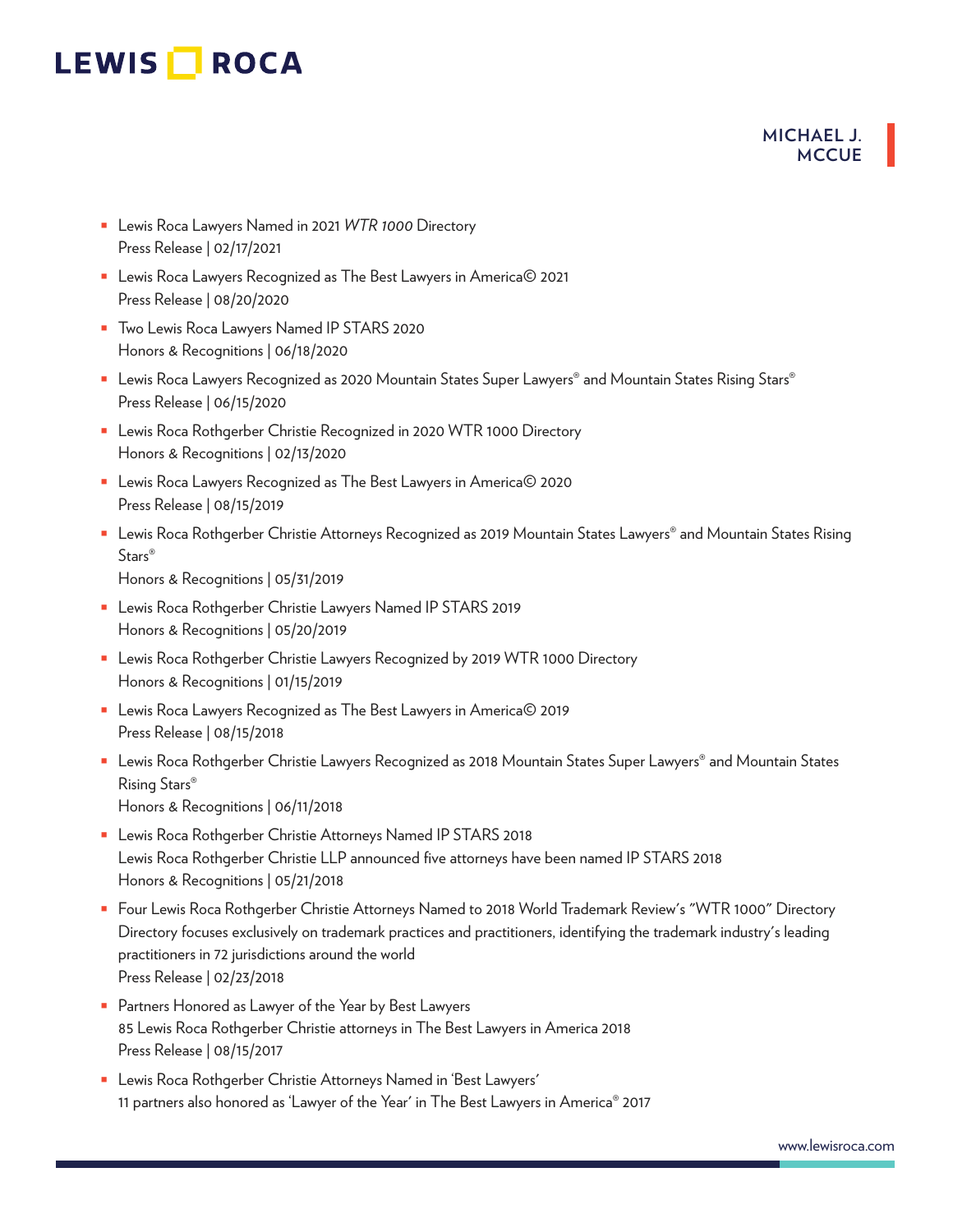- Lewis Roca Lawyers Named in 2021 *WTR 1000* Directory
  Press Release | 02/17/2021
- Lewis Roca Lawyers Recognized as The Best Lawyers in America© 2021
  Press Release | 08/20/2020
- Two Lewis Roca Lawyers Named IP STARS 2020
  Honors & Recognitions | 06/18/2020
- Lewis Roca Lawyers Recognized as 2020 Mountain States Super Lawyers® and Mountain States Rising Stars®
  Press Release | 06/15/2020
- Lewis Roca Rothgerber Christie Recognized in 2020 WTR 1000 Directory
  Honors & Recognitions | 02/13/2020
- Lewis Roca Lawyers Recognized as The Best Lawyers in America© 2020
  Press Release | 08/15/2019
- Lewis Roca Rothgerber Christie Attorneys Recognized as 2019 Mountain States Lawyers® and Mountain States Rising Stars®
  Honors & Recognitions | 05/31/2019
- Lewis Roca Rothgerber Christie Lawyers Named IP STARS 2019
  Honors & Recognitions | 05/20/2019
- Lewis Roca Rothgerber Christie Lawyers Recognized by 2019 WTR 1000 Directory
  Honors & Recognitions | 01/15/2019
- Lewis Roca Lawyers Recognized as The Best Lawyers in America© 2019
  Press Release | 08/15/2018
- Lewis Roca Rothgerber Christie Lawyers Recognized as 2018 Mountain States Super Lawyers® and Mountain States Rising Stars®
  Honors & Recognitions | 06/11/2018
- Lewis Roca Rothgerber Christie Attorneys Named IP STARS 2018
  Lewis Roca Rothgerber Christie LLP announced five attorneys have been named IP STARS 2018
  Honors & Recognitions | 05/21/2018
- Four Lewis Roca Rothgerber Christie Attorneys Named to 2018 World Trademark Review's "WTR 1000" Directory
  Directory focuses exclusively on trademark practices and practitioners, identifying the trademark industry's leading practitioners in 72 jurisdictions around the world
  Press Release | 02/23/2018
- Partners Honored as Lawyer of the Year by Best Lawyers
  85 Lewis Roca Rothgerber Christie attorneys in The Best Lawyers in America 2018
  Press Release | 08/15/2017
- Lewis Roca Rothgerber Christie Attorneys Named in 'Best Lawyers'
  11 partners also honored as 'Lawyer of the Year' in The Best Lawyers in America® 2017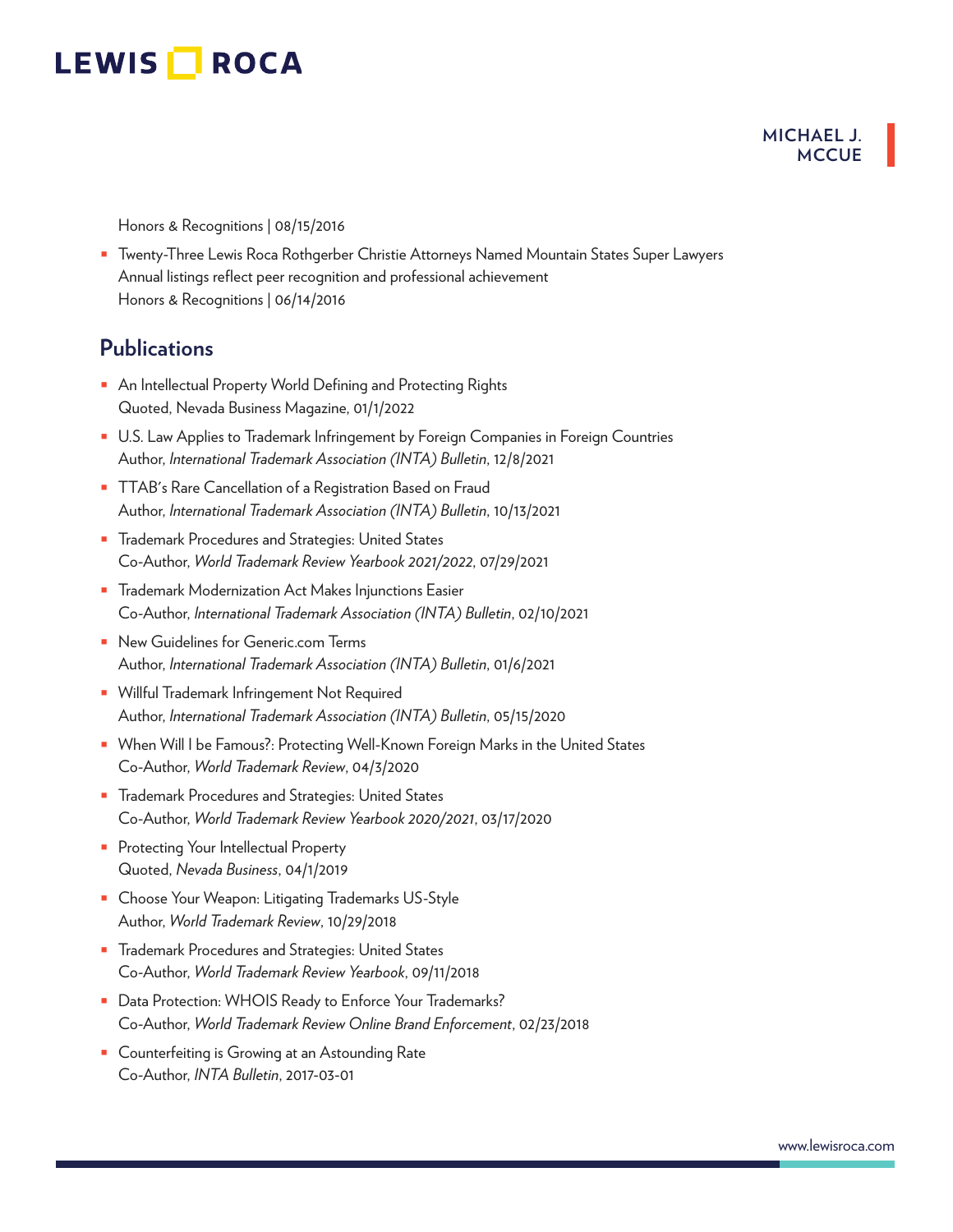Honors & Recognitions | 08/15/2016

- Twenty-Three Lewis Roca Rothgerber Christie Attorneys Named Mountain States Super Lawyers
  Annual listings reflect peer recognition and professional achievement
  Honors & Recognitions | 06/14/2016

## Publications

- An Intellectual Property World Defining and Protecting Rights
  Quoted, Nevada Business Magazine, 01/1/2022
- U.S. Law Applies to Trademark Infringement by Foreign Companies in Foreign Countries
  Author, *International Trademark Association (INTA) Bulletin*, 12/8/2021
- TTAB's Rare Cancellation of a Registration Based on Fraud
  Author, *International Trademark Association (INTA) Bulletin*, 10/13/2021
- Trademark Procedures and Strategies: United States
  Co-Author, *World Trademark Review Yearbook 2021/2022*, 07/29/2021
- Trademark Modernization Act Makes Injunctions Easier
  Co-Author, *International Trademark Association (INTA) Bulletin*, 02/10/2021
- New Guidelines for Generic.com Terms
  Author, *International Trademark Association (INTA) Bulletin*, 01/6/2021
- Willful Trademark Infringement Not Required
  Author, *International Trademark Association (INTA) Bulletin*, 05/15/2020
- When Will I be Famous?: Protecting Well-Known Foreign Marks in the United States
  Co-Author, *World Trademark Review*, 04/3/2020
- Trademark Procedures and Strategies: United States
  Co-Author, *World Trademark Review Yearbook 2020/2021*, 03/17/2020
- Protecting Your Intellectual Property
  Quoted, *Nevada Business*, 04/1/2019
- Choose Your Weapon: Litigating Trademarks US-Style
  Author, *World Trademark Review*, 10/29/2018
- Trademark Procedures and Strategies: United States
  Co-Author, *World Trademark Review Yearbook*, 09/11/2018
- Data Protection: WHOIS Ready to Enforce Your Trademarks?
  Co-Author, *World Trademark Review Online Brand Enforcement*, 02/23/2018
- Counterfeiting is Growing at an Astounding Rate
  Co-Author, *INTA Bulletin*, 2017-03-01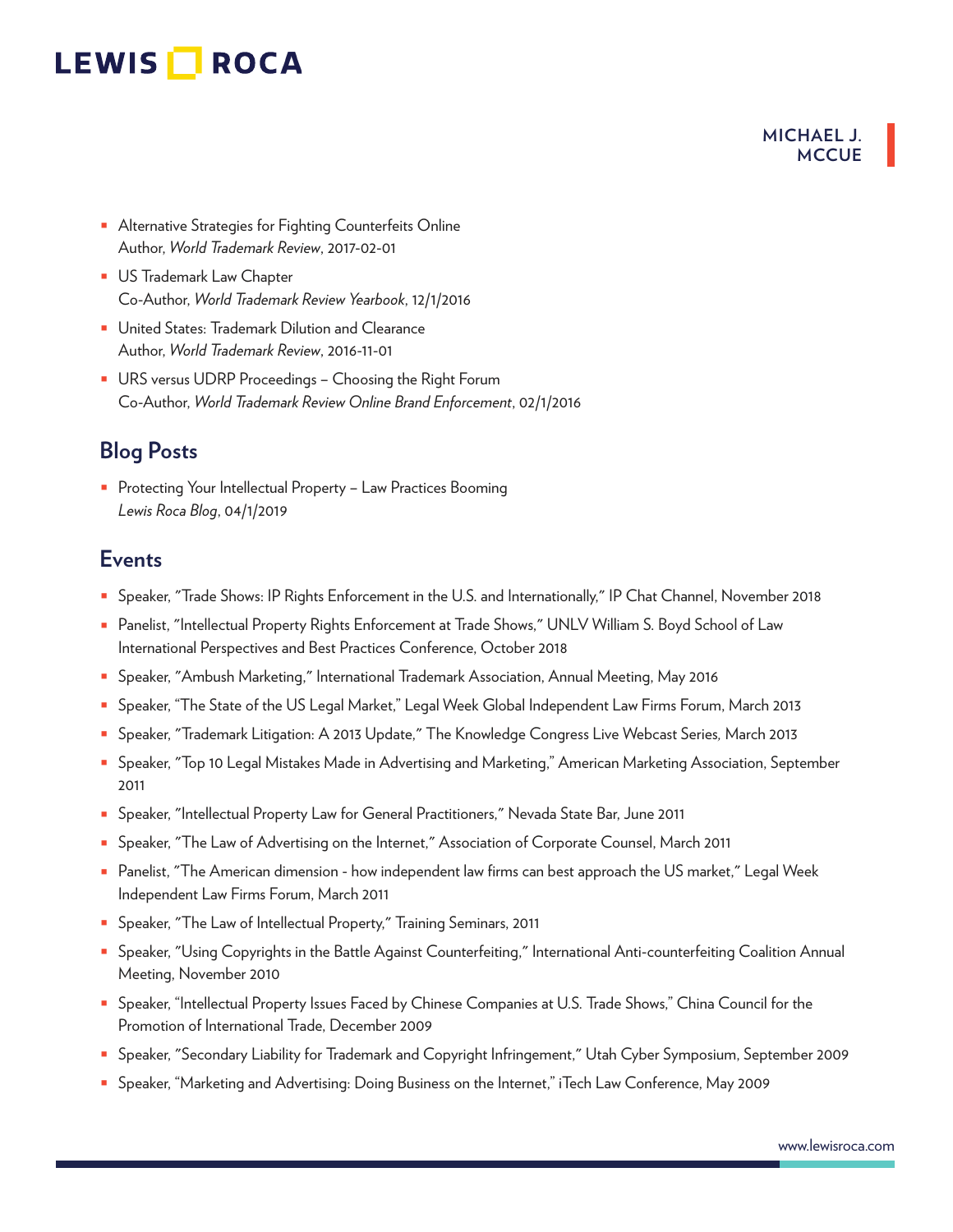- Alternative Strategies for Fighting Counterfeits Online
  Author, *World Trademark Review*, 2017-02-01
- US Trademark Law Chapter
  Co-Author, *World Trademark Review Yearbook*, 12/1/2016
- United States: Trademark Dilution and Clearance
  Author, *World Trademark Review*, 2016-11-01
- URS versus UDRP Proceedings – Choosing the Right Forum
  Co-Author, *World Trademark Review Online Brand Enforcement*, 02/1/2016

## Blog Posts

- Protecting Your Intellectual Property – Law Practices Booming
  *Lewis Roca Blog*, 04/1/2019

## Events

- Speaker, "Trade Shows: IP Rights Enforcement in the U.S. and Internationally," IP Chat Channel, November 2018
- Panelist, "Intellectual Property Rights Enforcement at Trade Shows," UNLV William S. Boyd School of Law International Perspectives and Best Practices Conference, October 2018
- Speaker, "Ambush Marketing," International Trademark Association, Annual Meeting, May 2016
- Speaker, "The State of the US Legal Market," Legal Week Global Independent Law Firms Forum, March 2013
- Speaker, "Trademark Litigation: A 2013 Update," The Knowledge Congress Live Webcast Series, March 2013
- Speaker, "Top 10 Legal Mistakes Made in Advertising and Marketing," American Marketing Association, September 2011
- Speaker, "Intellectual Property Law for General Practitioners," Nevada State Bar, June 2011
- Speaker, "The Law of Advertising on the Internet," Association of Corporate Counsel, March 2011
- Panelist, "The American dimension - how independent law firms can best approach the US market," Legal Week Independent Law Firms Forum, March 2011
- Speaker, "The Law of Intellectual Property," Training Seminars, 2011
- Speaker, "Using Copyrights in the Battle Against Counterfeiting," International Anti-counterfeiting Coalition Annual Meeting, November 2010
- Speaker, "Intellectual Property Issues Faced by Chinese Companies at U.S. Trade Shows," China Council for the Promotion of International Trade, December 2009
- Speaker, "Secondary Liability for Trademark and Copyright Infringement," Utah Cyber Symposium, September 2009
- Speaker, "Marketing and Advertising: Doing Business on the Internet," iTech Law Conference, May 2009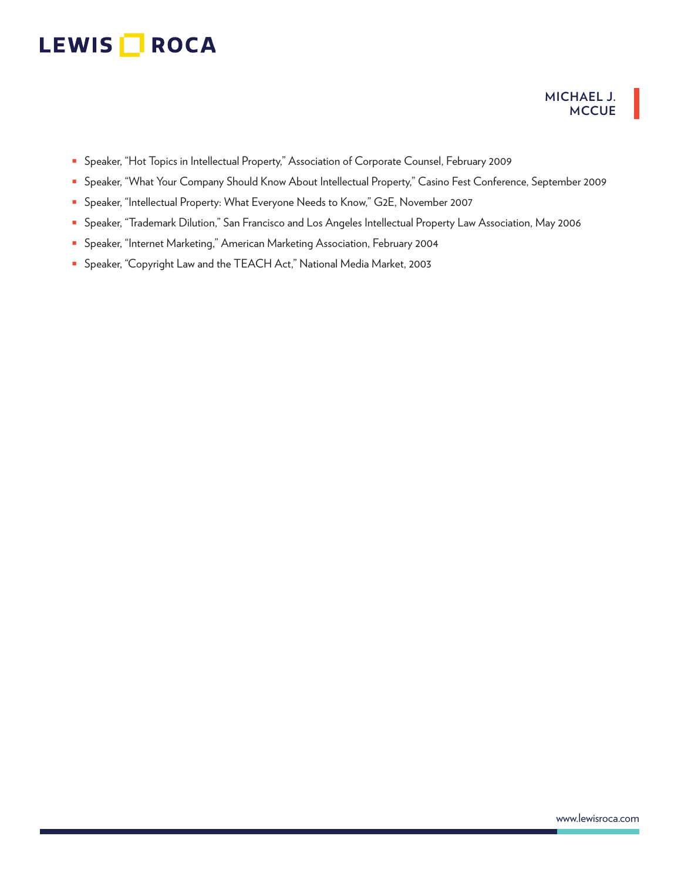- Speaker, “Hot Topics in Intellectual Property,” Association of Corporate Counsel, February 2009
- Speaker, “What Your Company Should Know About Intellectual Property,” Casino Fest Conference, September 2009
- Speaker, “Intellectual Property: What Everyone Needs to Know,” G2E, November 2007
- Speaker, “Trademark Dilution,” San Francisco and Los Angeles Intellectual Property Law Association, May 2006
- Speaker, “Internet Marketing,” American Marketing Association, February 2004
- Speaker, “Copyright Law and the TEACH Act,” National Media Market, 2003